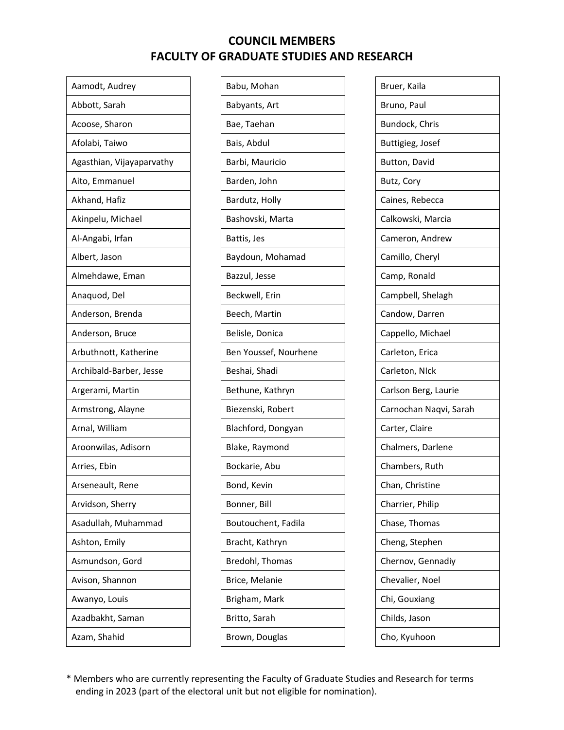# COUNCIL MEMBERS
# FACULTY OF GRADUATE STUDIES AND RESEARCH

| |
|---|
| Aamodt, Audrey |
| Abbott, Sarah |
| Acoose, Sharon |
| Afolabi, Taiwo |
| Agasthian, Vijayaparvathy |
| Aito, Emmanuel |
| Akhand, Hafiz |
| Akinpelu, Michael |
| Al-Angabi, Irfan |
| Albert, Jason |
| Almehdawe, Eman |
| Anaquod, Del |
| Anderson, Brenda |
| Anderson, Bruce |
| Arbuthnott, Katherine |
| Archibald-Barber, Jesse |
| Argerami, Martin |
| Armstrong, Alayne |
| Arnal, William |
| Aroonwilas, Adisorn |
| Arries, Ebin |
| Arseneault, Rene |
| Arvidson, Sherry |
| Asadullah, Muhammad |
| Ashton, Emily |
| Asmundson, Gord |
| Avison, Shannon |
| Awanyo, Louis |
| Azadbakht, Saman |
| Azam, Shahid |
| Babu, Mohan |
| Babyants, Art |
| Bae, Taehan |
| Bais, Abdul |
| Barbi, Mauricio |
| Barden, John |
| Bardutz, Holly |
| Bashovski, Marta |
| Battis, Jes |
| Baydoun, Mohamad |
| Bazzul, Jesse |
| Beckwell, Erin |
| Beech, Martin |
| Belisle, Donica |
| Ben Youssef, Nourhene |
| Beshai, Shadi |
| Bethune, Kathryn |
| Biezenski, Robert |
| Blachford, Dongyan |
| Blake, Raymond |
| Bockarie, Abu |
| Bond, Kevin |
| Bonner, Bill |
| Boutouchent, Fadila |
| Bracht, Kathryn |
| Bredohl, Thomas |
| Brice, Melanie |
| Brigham, Mark |
| Britto, Sarah |
| Brown, Douglas |
| Bruer, Kaila |
| Bruno, Paul |
| Bundock, Chris |
| Buttigieg, Josef |
| Button, David |
| Butz, Cory |
| Caines, Rebecca |
| Calkowski, Marcia |
| Cameron, Andrew |
| Camillo, Cheryl |
| Camp, Ronald |
| Campbell, Shelagh |
| Candow, Darren |
| Cappello, Michael |
| Carleton, Erica |
| Carleton, NIck |
| Carlson Berg, Laurie |
| Carnochan Naqvi, Sarah |
| Carter, Claire |
| Chalmers, Darlene |
| Chambers, Ruth |
| Chan, Christine |
| Charrier, Philip |
| Chase, Thomas |
| Cheng, Stephen |
| Chernov, Gennadiy |
| Chevalier, Noel |
| Chi, Gouxiang |
| Childs, Jason |
| Cho, Kyuhoon |

\* Members who are currently representing the Faculty of Graduate Studies and Research for terms ending in 2023 (part of the electoral unit but not eligible for nomination).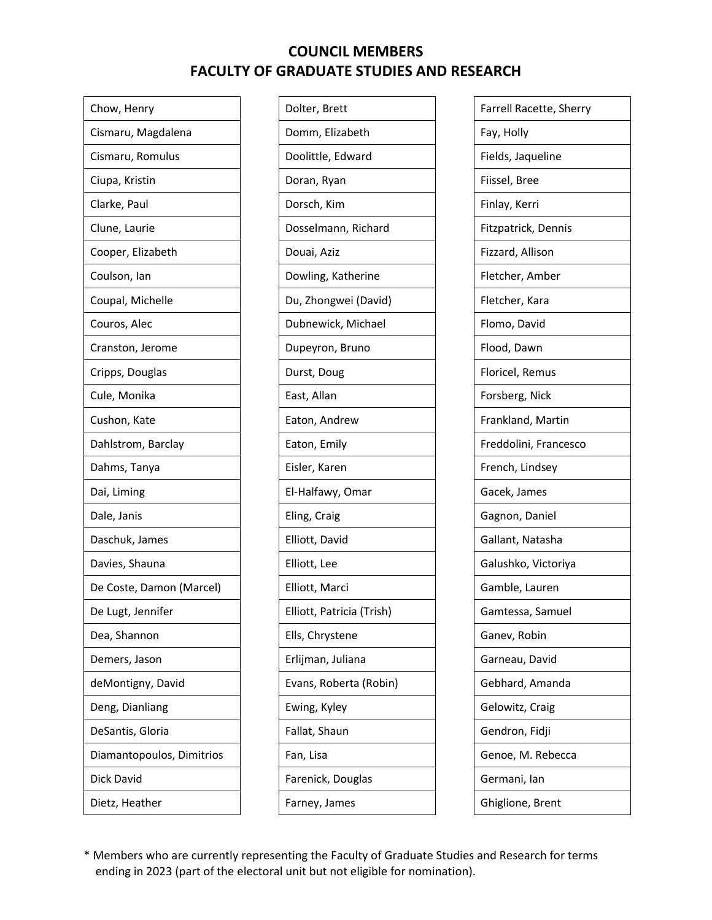# COUNCIL MEMBERS
# FACULTY OF GRADUATE STUDIES AND RESEARCH

| |
|---|
| Chow, Henry |
| Cismaru, Magdalena |
| Cismaru, Romulus |
| Ciupa, Kristin |
| Clarke, Paul |
| Clune, Laurie |
| Cooper, Elizabeth |
| Coulson, Ian |
| Coupal, Michelle |
| Couros, Alec |
| Cranston, Jerome |
| Cripps, Douglas |
| Cule, Monika |
| Cushon, Kate |
| Dahlstrom, Barclay |
| Dahms, Tanya |
| Dai, Liming |
| Dale, Janis |
| Daschuk, James |
| Davies, Shauna |
| De Coste, Damon (Marcel) |
| De Lugt, Jennifer |
| Dea, Shannon |
| Demers, Jason |
| deMontigny, David |
| Deng, Dianliang |
| DeSantis, Gloria |
| Diamantopoulos, Dimitrios |
| Dick David |
| Dietz, Heather |

| |
|---|
| Dolter, Brett |
| Domm, Elizabeth |
| Doolittle, Edward |
| Doran, Ryan |
| Dorsch, Kim |
| Dosselmann, Richard |
| Douai, Aziz |
| Dowling, Katherine |
| Du, Zhongwei (David) |
| Dubnewick, Michael |
| Dupeyron, Bruno |
| Durst, Doug |
| East, Allan |
| Eaton, Andrew |
| Eaton, Emily |
| Eisler, Karen |
| El-Halfawy, Omar |
| Eling, Craig |
| Elliott, David |
| Elliott, Lee |
| Elliott, Marci |
| Elliott, Patricia (Trish) |
| Ells, Chrystene |
| Erlijman, Juliana |
| Evans, Roberta (Robin) |
| Ewing, Kyley |
| Fallat, Shaun |
| Fan, Lisa |
| Farenick, Douglas |
| Farney, James |

| |
|---|
| Farrell Racette, Sherry |
| Fay, Holly |
| Fields, Jaqueline |
| Fiissel, Bree |
| Finlay, Kerri |
| Fitzpatrick, Dennis |
| Fizzard, Allison |
| Fletcher, Amber |
| Fletcher, Kara |
| Flomo, David |
| Flood, Dawn |
| Floricel, Remus |
| Forsberg, Nick |
| Frankland, Martin |
| Freddolini, Francesco |
| French, Lindsey |
| Gacek, James |
| Gagnon, Daniel |
| Gallant, Natasha |
| Galushko, Victoriya |
| Gamble, Lauren |
| Gamtessa, Samuel |
| Ganev, Robin |
| Garneau, David |
| Gebhard, Amanda |
| Gelowitz, Craig |
| Gendron, Fidji |
| Genoe, M. Rebecca |
| Germani, Ian |
| Ghiglione, Brent |

* Members who are currently representing the Faculty of Graduate Studies and Research for terms ending in 2023 (part of the electoral unit but not eligible for nomination).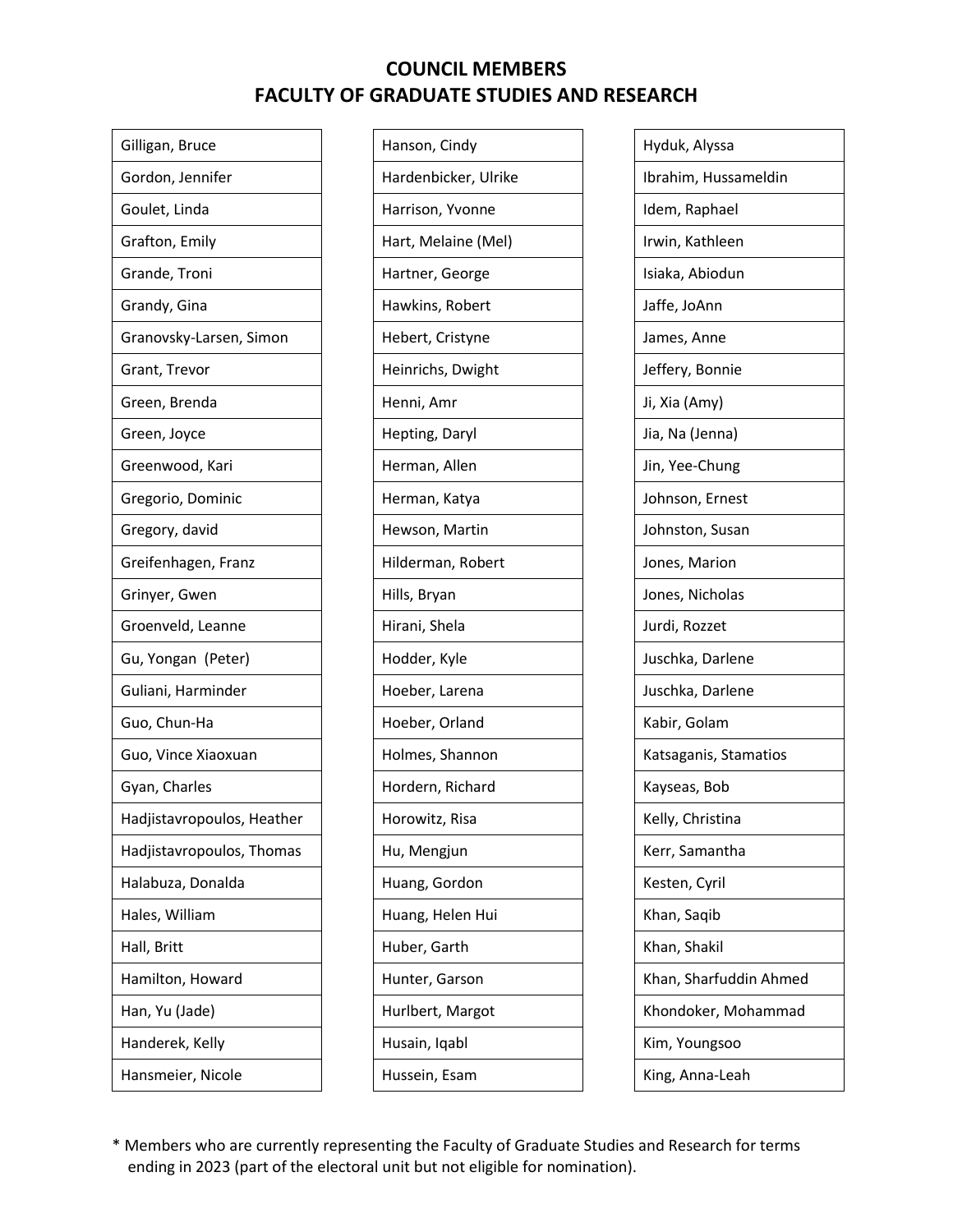# COUNCIL MEMBERS
# FACULTY OF GRADUATE STUDIES AND RESEARCH

| | | |
|---|---|---|
| Gilligan, Bruce | Hanson, Cindy | Hyduk, Alyssa |
| Gordon, Jennifer | Hardenbicker, Ulrike | Ibrahim, Hussameldin |
| Goulet, Linda | Harrison, Yvonne | Idem, Raphael |
| Grafton, Emily | Hart, Melaine (Mel) | Irwin, Kathleen |
| Grande, Troni | Hartner, George | Isiaka, Abiodun |
| Grandy, Gina | Hawkins, Robert | Jaffe, JoAnn |
| Granovsky-Larsen, Simon | Hebert, Cristyne | James, Anne |
| Grant, Trevor | Heinrichs, Dwight | Jeffery, Bonnie |
| Green, Brenda | Henni, Amr | Ji, Xia (Amy) |
| Green, Joyce | Hepting, Daryl | Jia, Na (Jenna) |
| Greenwood, Kari | Herman, Allen | Jin, Yee-Chung |
| Gregorio, Dominic | Herman, Katya | Johnson, Ernest |
| Gregory, david | Hewson, Martin | Johnston, Susan |
| Greifenhagen, Franz | Hilderman, Robert | Jones, Marion |
| Grinyer, Gwen | Hills, Bryan | Jones, Nicholas |
| Groenveld, Leanne | Hirani, Shela | Jurdi, Rozzet |
| Gu, Yongan (Peter) | Hodder, Kyle | Juschka, Darlene |
| Guliani, Harminder | Hoeber, Larena | Juschka, Darlene |
| Guo, Chun-Ha | Hoeber, Orland | Kabir, Golam |
| Guo, Vince Xiaoxuan | Holmes, Shannon | Katsaganis, Stamatios |
| Gyan, Charles | Hordern, Richard | Kayseas, Bob |
| Hadjistavropoulos, Heather | Horowitz, Risa | Kelly, Christina |
| Hadjistavropoulos, Thomas | Hu, Mengjun | Kerr, Samantha |
| Halabuza, Donalda | Huang, Gordon | Kesten, Cyril |
| Hales, William | Huang, Helen Hui | Khan, Saqib |
| Hall, Britt | Huber, Garth | Khan, Shakil |
| Hamilton, Howard | Hunter, Garson | Khan, Sharfuddin Ahmed |
| Han, Yu (Jade) | Hurlbert, Margot | Khondoker, Mohammad |
| Handerek, Kelly | Husain, Iqabl | Kim, Youngsoo |
| Hansmeier, Nicole | Hussein, Esam | King, Anna-Leah |

* Members who are currently representing the Faculty of Graduate Studies and Research for terms ending in 2023 (part of the electoral unit but not eligible for nomination).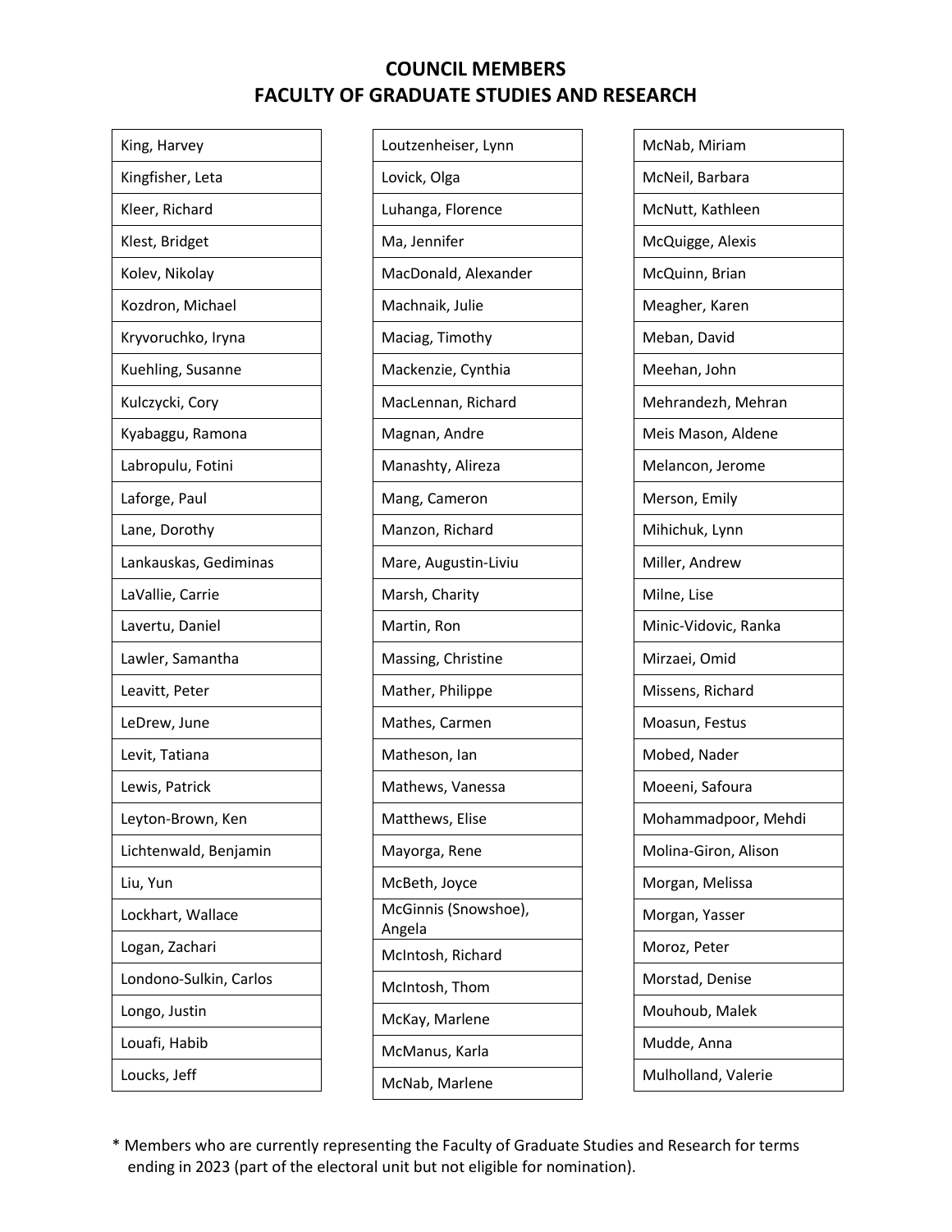# COUNCIL MEMBERS
# FACULTY OF GRADUATE STUDIES AND RESEARCH

- King, Harvey
- Kingfisher, Leta
- Kleer, Richard
- Klest, Bridget
- Kolev, Nikolay
- Kozdron, Michael
- Kryvoruchko, Iryna
- Kuehling, Susanne
- Kulczycki, Cory
- Kyabaggu, Ramona
- Labropulu, Fotini
- Laforge, Paul
- Lane, Dorothy
- Lankauskas, Gediminas
- LaVallie, Carrie
- Lavertu, Daniel
- Lawler, Samantha
- Leavitt, Peter
- LeDrew, June
- Levit, Tatiana
- Lewis, Patrick
- Leyton-Brown, Ken
- Lichtenwald, Benjamin
- Liu, Yun
- Lockhart, Wallace
- Logan, Zachari
- Londono-Sulkin, Carlos
- Longo, Justin
- Louafi, Habib
- Loucks, Jeff
- Loutzenheiser, Lynn
- Lovick, Olga
- Luhanga, Florence
- Ma, Jennifer
- MacDonald, Alexander
- Machnaik, Julie
- Maciag, Timothy
- Mackenzie, Cynthia
- MacLennan, Richard
- Magnan, Andre
- Manashty, Alireza
- Mang, Cameron
- Manzon, Richard
- Mare, Augustin-Liviu
- Marsh, Charity
- Martin, Ron
- Massing, Christine
- Mather, Philippe
- Mathes, Carmen
- Matheson, Ian
- Mathews, Vanessa
- Matthews, Elise
- Mayorga, Rene
- McBeth, Joyce
- McGinnis (Snowshoe), Angela
- McIntosh, Richard
- McIntosh, Thom
- McKay, Marlene
- McManus, Karla
- McNab, Marlene
- McNab, Miriam
- McNeil, Barbara
- McNutt, Kathleen
- McQuigge, Alexis
- McQuinn, Brian
- Meagher, Karen
- Meban, David
- Meehan, John
- Mehrandezh, Mehran
- Meis Mason, Aldene
- Melancon, Jerome
- Merson, Emily
- Mihichuk, Lynn
- Miller, Andrew
- Milne, Lise
- Minic-Vidovic, Ranka
- Mirzaei, Omid
- Missens, Richard
- Moasun, Festus
- Mobed, Nader
- Moeeni, Safoura
- Mohammadpoor, Mehdi
- Molina-Giron, Alison
- Morgan, Melissa
- Morgan, Yasser
- Moroz, Peter
- Morstad, Denise
- Mouhoub, Malek
- Mudde, Anna
- Mulholland, Valerie

\* Members who are currently representing the Faculty of Graduate Studies and Research for terms ending in 2023 (part of the electoral unit but not eligible for nomination).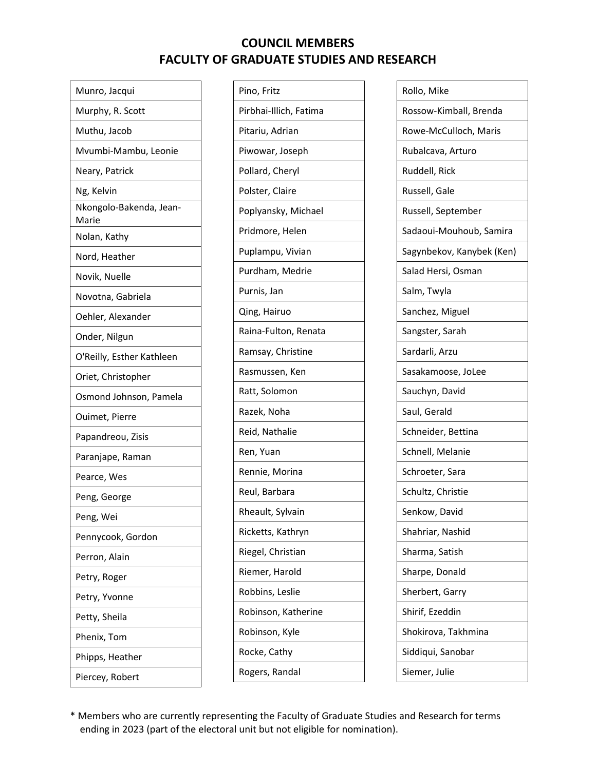# COUNCIL MEMBERS
# FACULTY OF GRADUATE STUDIES AND RESEARCH

| |
|---|
| Munro, Jacqui |
| Murphy, R. Scott |
| Muthu, Jacob |
| Mvumbi-Mambu, Leonie |
| Neary, Patrick |
| Ng, Kelvin |
| Nkongolo-Bakenda, Jean-Marie |
| Nolan, Kathy |
| Nord, Heather |
| Novik, Nuelle |
| Novotna, Gabriela |
| Oehler, Alexander |
| Onder, Nilgun |
| O'Reilly, Esther Kathleen |
| Oriet, Christopher |
| Osmond Johnson, Pamela |
| Ouimet, Pierre |
| Papandreou, Zisis |
| Paranjape, Raman |
| Pearce, Wes |
| Peng, George |
| Peng, Wei |
| Pennycook, Gordon |
| Perron, Alain |
| Petry, Roger |
| Petry, Yvonne |
| Petty, Sheila |
| Phenix, Tom |
| Phipps, Heather |
| Piercey, Robert |

| |
|---|
| Pino, Fritz |
| Pirbhai-Illich, Fatima |
| Pitariu, Adrian |
| Piwowar, Joseph |
| Pollard, Cheryl |
| Polster, Claire |
| Poplyansky, Michael |
| Pridmore, Helen |
| Puplampu, Vivian |
| Purdham, Medrie |
| Purnis, Jan |
| Qing, Hairuo |
| Raina-Fulton, Renata |
| Ramsay, Christine |
| Rasmussen, Ken |
| Ratt, Solomon |
| Razek, Noha |
| Reid, Nathalie |
| Ren, Yuan |
| Rennie, Morina |
| Reul, Barbara |
| Rheault, Sylvain |
| Ricketts, Kathryn |
| Riegel, Christian |
| Riemer, Harold |
| Robbins, Leslie |
| Robinson, Katherine |
| Robinson, Kyle |
| Rocke, Cathy |
| Rogers, Randal |

| |
|---|
| Rollo, Mike |
| Rossow-Kimball, Brenda |
| Rowe-McCulloch, Maris |
| Rubalcava, Arturo |
| Ruddell, Rick |
| Russell, Gale |
| Russell, September |
| Sadaoui-Mouhoub, Samira |
| Sagynbekov, Kanybek (Ken) |
| Salad Hersi, Osman |
| Salm, Twyla |
| Sanchez, Miguel |
| Sangster, Sarah |
| Sardarli, Arzu |
| Sasakamoose, JoLee |
| Sauchyn, David |
| Saul, Gerald |
| Schneider, Bettina |
| Schnell, Melanie |
| Schroeter, Sara |
| Schultz, Christie |
| Senkow, David |
| Shahriar, Nashid |
| Sharma, Satish |
| Sharpe, Donald |
| Sherbert, Garry |
| Shirif, Ezeddin |
| Shokirova, Takhmina |
| Siddiqui, Sanobar |
| Siemer, Julie |

* Members who are currently representing the Faculty of Graduate Studies and Research for terms ending in 2023 (part of the electoral unit but not eligible for nomination).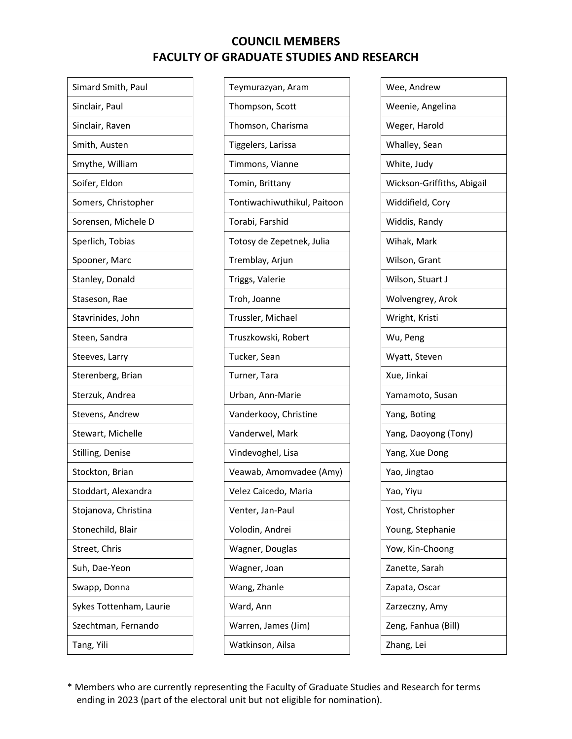# COUNCIL MEMBERS
# FACULTY OF GRADUATE STUDIES AND RESEARCH

| |
|---|
| Simard Smith, Paul |
| Sinclair, Paul |
| Sinclair, Raven |
| Smith, Austen |
| Smythe, William |
| Soifer, Eldon |
| Somers, Christopher |
| Sorensen, Michele D |
| Sperlich, Tobias |
| Spooner, Marc |
| Stanley, Donald |
| Staseson, Rae |
| Stavrinides, John |
| Steen, Sandra |
| Steeves, Larry |
| Sterenberg, Brian |
| Sterzuk, Andrea |
| Stevens, Andrew |
| Stewart, Michelle |
| Stilling, Denise |
| Stockton, Brian |
| Stoddart, Alexandra |
| Stojanova, Christina |
| Stonechild, Blair |
| Street, Chris |
| Suh, Dae-Yeon |
| Swapp, Donna |
| Sykes Tottenham, Laurie |
| Szechtman, Fernando |
| Tang, Yili |

| |
|---|
| Teymurazyan, Aram |
| Thompson, Scott |
| Thomson, Charisma |
| Tiggelers, Larissa |
| Timmons, Vianne |
| Tomin, Brittany |
| Tontiwachiwuthikul, Paitoon |
| Torabi, Farshid |
| Totosy de Zepetnek, Julia |
| Tremblay, Arjun |
| Triggs, Valerie |
| Troh, Joanne |
| Trussler, Michael |
| Truszkowski, Robert |
| Tucker, Sean |
| Turner, Tara |
| Urban, Ann-Marie |
| Vanderkooy, Christine |
| Vanderwel, Mark |
| Vindevoghel, Lisa |
| Veawab, Amornvadee (Amy) |
| Velez Caicedo, Maria |
| Venter, Jan-Paul |
| Volodin, Andrei |
| Wagner, Douglas |
| Wagner, Joan |
| Wang, Zhanle |
| Ward, Ann |
| Warren, James (Jim) |
| Watkinson, Ailsa |

| |
|---|
| Wee, Andrew |
| Weenie, Angelina |
| Weger, Harold |
| Whalley, Sean |
| White, Judy |
| Wickson-Griffiths, Abigail |
| Widdifield, Cory |
| Widdis, Randy |
| Wihak, Mark |
| Wilson, Grant |
| Wilson, Stuart J |
| Wolvengrey, Arok |
| Wright, Kristi |
| Wu, Peng |
| Wyatt, Steven |
| Xue, Jinkai |
| Yamamoto, Susan |
| Yang, Boting |
| Yang, Daoyong (Tony) |
| Yang, Xue Dong |
| Yao, Jingtao |
| Yao, Yiyu |
| Yost, Christopher |
| Young, Stephanie |
| Yow, Kin-Choong |
| Zanette, Sarah |
| Zapata, Oscar |
| Zarzeczny, Amy |
| Zeng, Fanhua (Bill) |
| Zhang, Lei |

* Members who are currently representing the Faculty of Graduate Studies and Research for terms ending in 2023 (part of the electoral unit but not eligible for nomination).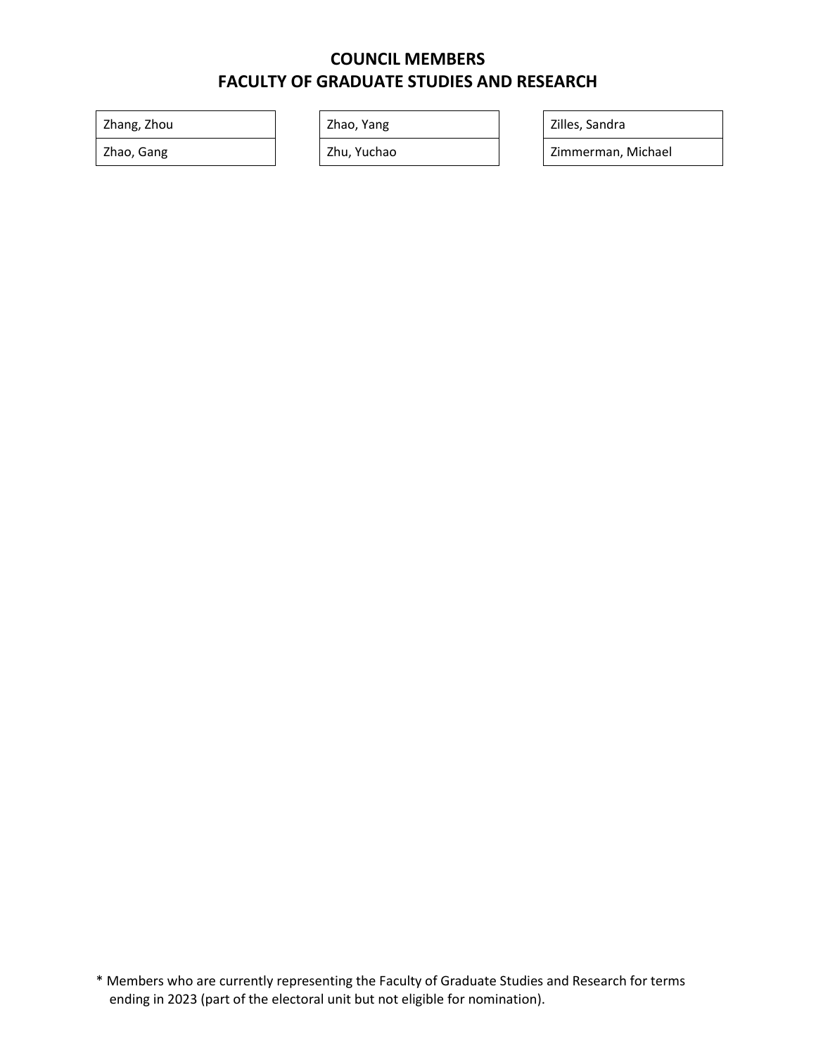**COUNCIL MEMBERS**
**FACULTY OF GRADUATE STUDIES AND RESEARCH**

| | | |
|---|---|---|
| Zhang, Zhou | Zhao, Yang | Zilles, Sandra |
| Zhao, Gang | Zhu, Yuchao | Zimmerman, Michael |

\* Members who are currently representing the Faculty of Graduate Studies and Research for terms ending in 2023 (part of the electoral unit but not eligible for nomination).